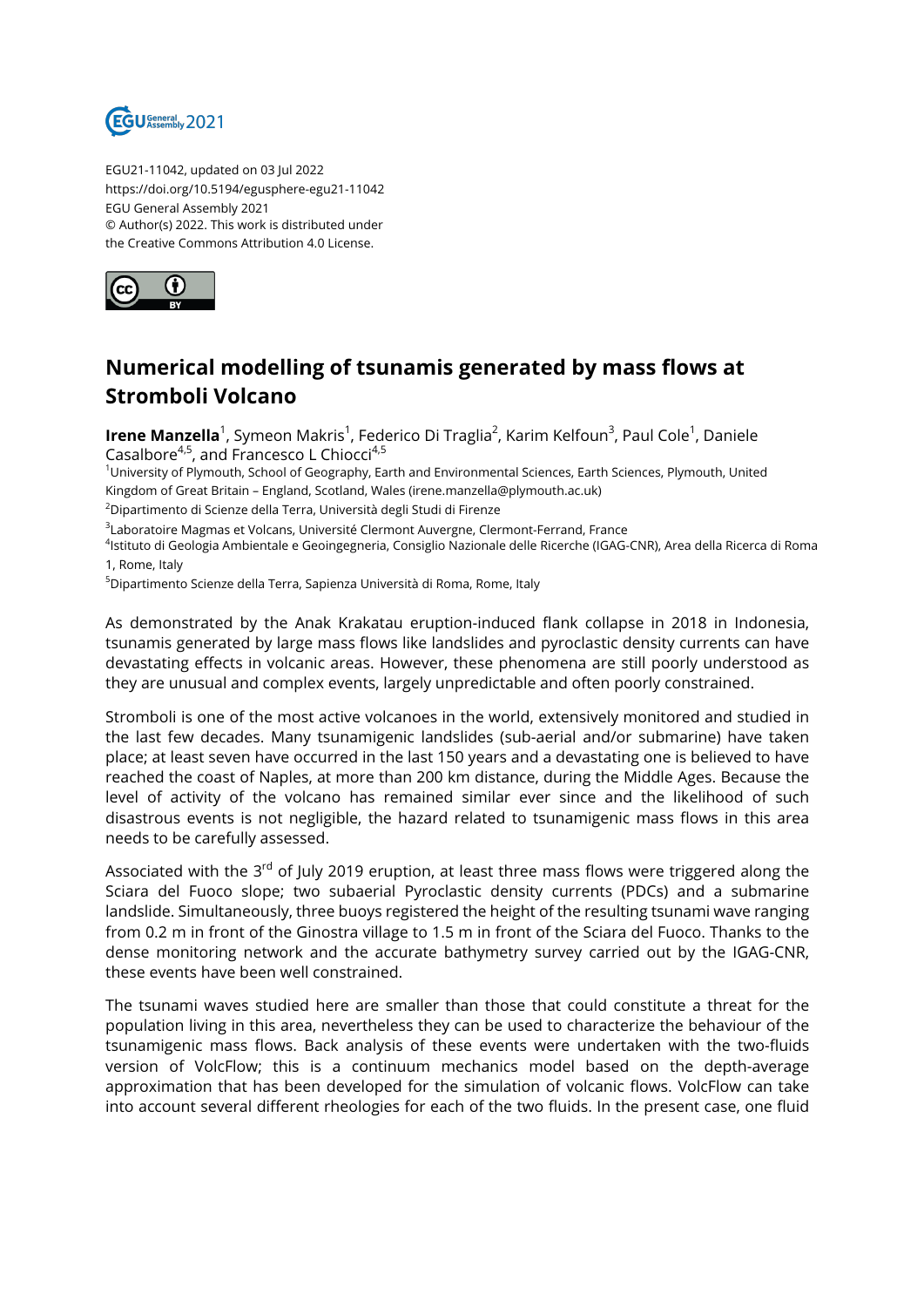EGU21-11042, updated on 03 Jul 2022
https://doi.org/10.5194/egusphere-egu21-11042
EGU General Assembly 2021
© Author(s) 2022. This work is distributed under
the Creative Commons Attribution 4.0 License.

# Numerical modelling of tsunamis generated by mass flows at Stromboli Volcano

**Irene Manzella**[1], Symeon Makris[1], Federico Di Traglia[2], Karim Kelfoun[3], Paul Cole[1], Daniele Casalbore[4,5], and Francesco L Chiocci[4,5]

[1]University of Plymouth, School of Geography, Earth and Environmental Sciences, Earth Sciences, Plymouth, United Kingdom of Great Britain – England, Scotland, Wales (irene.manzella@plymouth.ac.uk)

[2]Dipartimento di Scienze della Terra, Università degli Studi di Firenze

[3]Laboratoire Magmas et Volcans, Université Clermont Auvergne, Clermont-Ferrand, France

[4]Istituto di Geologia Ambientale e Geoingegneria, Consiglio Nazionale delle Ricerche (IGAG-CNR), Area della Ricerca di Roma 1, Rome, Italy

[5]Dipartimento Scienze della Terra, Sapienza Università di Roma, Rome, Italy

As demonstrated by the Anak Krakatau eruption-induced flank collapse in 2018 in Indonesia, tsunamis generated by large mass flows like landslides and pyroclastic density currents can have devastating effects in volcanic areas. However, these phenomena are still poorly understood as they are unusual and complex events, largely unpredictable and often poorly constrained.

Stromboli is one of the most active volcanoes in the world, extensively monitored and studied in the last few decades. Many tsunamigenic landslides (sub-aerial and/or submarine) have taken place; at least seven have occurred in the last 150 years and a devastating one is believed to have reached the coast of Naples, at more than 200 km distance, during the Middle Ages. Because the level of activity of the volcano has remained similar ever since and the likelihood of such disastrous events is not negligible, the hazard related to tsunamigenic mass flows in this area needs to be carefully assessed.

Associated with the 3rd of July 2019 eruption, at least three mass flows were triggered along the Sciara del Fuoco slope; two subaerial Pyroclastic density currents (PDCs) and a submarine landslide. Simultaneously, three buoys registered the height of the resulting tsunami wave ranging from 0.2 m in front of the Ginostra village to 1.5 m in front of the Sciara del Fuoco. Thanks to the dense monitoring network and the accurate bathymetry survey carried out by the IGAG-CNR, these events have been well constrained.

The tsunami waves studied here are smaller than those that could constitute a threat for the population living in this area, nevertheless they can be used to characterize the behaviour of the tsunamigenic mass flows. Back analysis of these events were undertaken with the two-fluids version of VolcFlow; this is a continuum mechanics model based on the depth-average approximation that has been developed for the simulation of volcanic flows. VolcFlow can take into account several different rheologies for each of the two fluids. In the present case, one fluid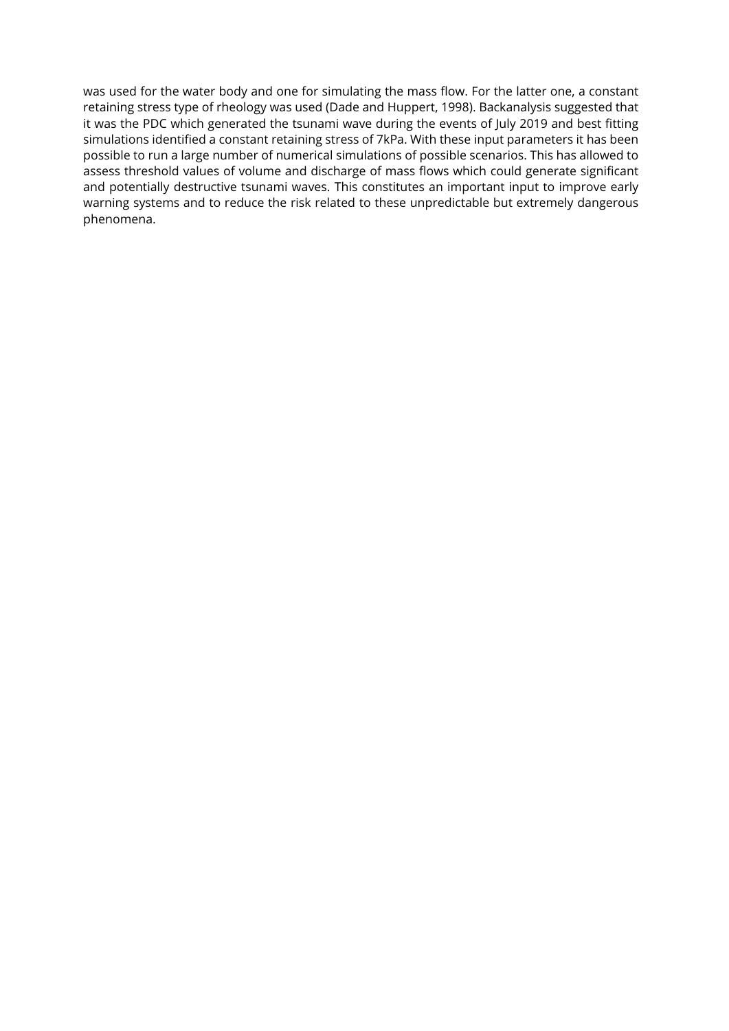was used for the water body and one for simulating the mass flow. For the latter one, a constant retaining stress type of rheology was used (Dade and Huppert, 1998). Backanalysis suggested that it was the PDC which generated the tsunami wave during the events of July 2019 and best fitting simulations identified a constant retaining stress of 7kPa. With these input parameters it has been possible to run a large number of numerical simulations of possible scenarios. This has allowed to assess threshold values of volume and discharge of mass flows which could generate significant and potentially destructive tsunami waves. This constitutes an important input to improve early warning systems and to reduce the risk related to these unpredictable but extremely dangerous phenomena.